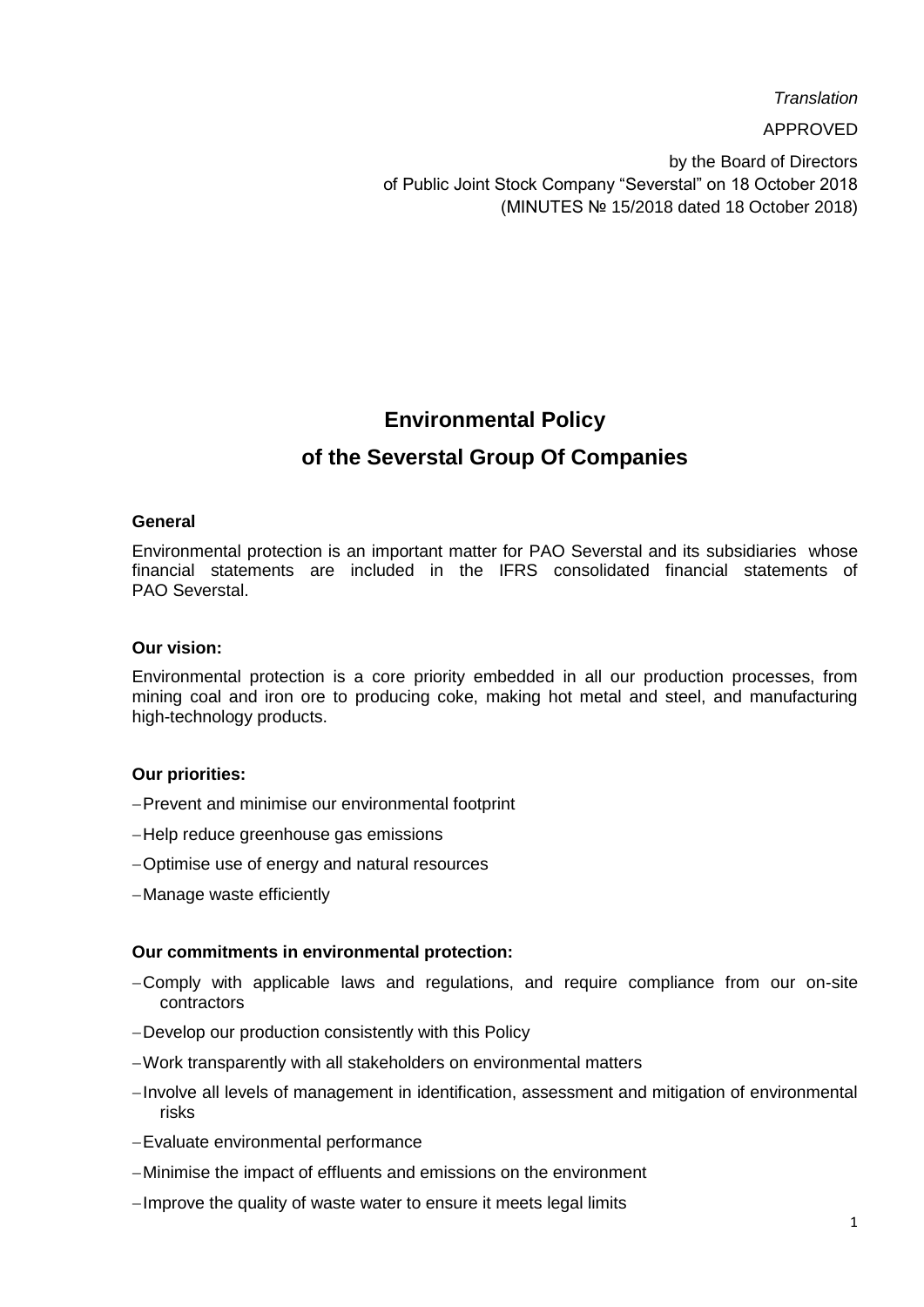*Translation*

APPROVED

by the Board of Directors
of Public Joint Stock Company “Severstal” on 18 October 2018
(MINUTES № 15/2018 dated 18 October 2018)

# Environmental Policy
# of the Severstal Group Of Companies

**General**

Environmental protection is an important matter for PAO Severstal and its subsidiaries whose financial statements are included in the IFRS consolidated financial statements of PAO Severstal.

**Our vision:**

Environmental protection is a core priority embedded in all our production processes, from mining coal and iron ore to producing coke, making hot metal and steel, and manufacturing high-technology products.

**Our priorities:**

- Prevent and minimise our environmental footprint
- Help reduce greenhouse gas emissions
- Optimise use of energy and natural resources
- Manage waste efficiently

**Our commitments in environmental protection:**

- Comply with applicable laws and regulations, and require compliance from our on-site contractors
- Develop our production consistently with this Policy
- Work transparently with all stakeholders on environmental matters
- Involve all levels of management in identification, assessment and mitigation of environmental risks
- Evaluate environmental performance
- Minimise the impact of effluents and emissions on the environment
- Improve the quality of waste water to ensure it meets legal limits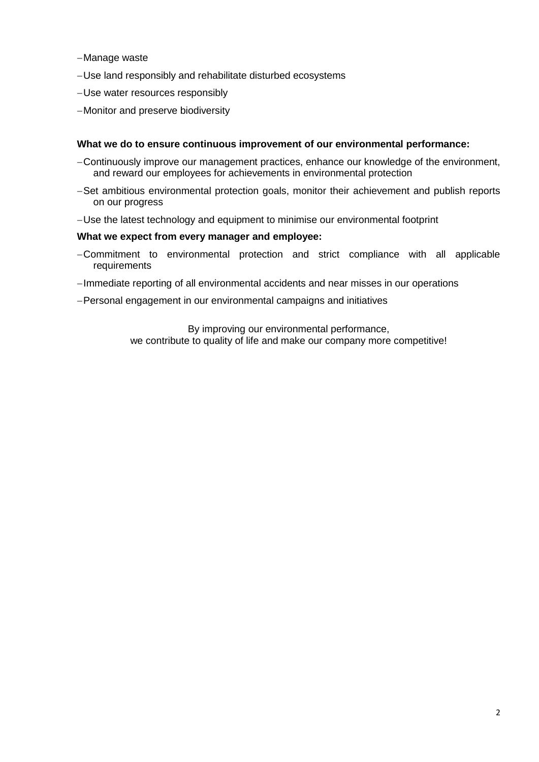- Manage waste
- Use land responsibly and rehabilitate disturbed ecosystems
- Use water resources responsibly
- Monitor and preserve biodiversity

**What we do to ensure continuous improvement of our environmental performance:**

- Continuously improve our management practices, enhance our knowledge of the environment, and reward our employees for achievements in environmental protection
- Set ambitious environmental protection goals, monitor their achievement and publish reports on our progress
- Use the latest technology and equipment to minimise our environmental footprint

**What we expect from every manager and employee:**

- Commitment to environmental protection and strict compliance with all applicable requirements
- Immediate reporting of all environmental accidents and near misses in our operations
- Personal engagement in our environmental campaigns and initiatives

By improving our environmental performance,
we contribute to quality of life and make our company more competitive!